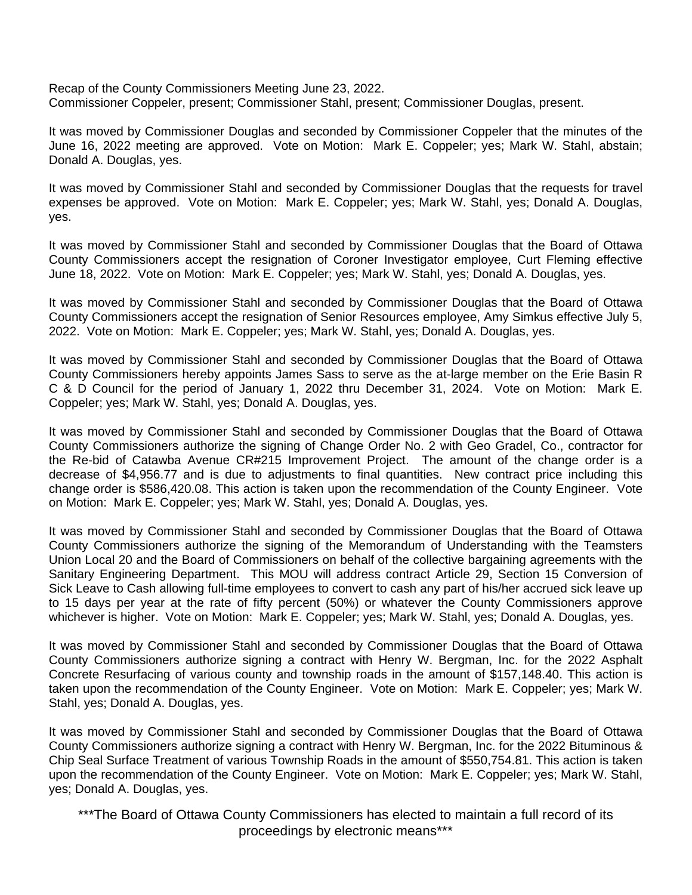Recap of the County Commissioners Meeting June 23, 2022.
Commissioner Coppeler, present; Commissioner Stahl, present; Commissioner Douglas, present.

It was moved by Commissioner Douglas and seconded by Commissioner Coppeler that the minutes of the June 16, 2022 meeting are approved. Vote on Motion: Mark E. Coppeler; yes; Mark W. Stahl, abstain; Donald A. Douglas, yes.

It was moved by Commissioner Stahl and seconded by Commissioner Douglas that the requests for travel expenses be approved. Vote on Motion: Mark E. Coppeler; yes; Mark W. Stahl, yes; Donald A. Douglas, yes.

It was moved by Commissioner Stahl and seconded by Commissioner Douglas that the Board of Ottawa County Commissioners accept the resignation of Coroner Investigator employee, Curt Fleming effective June 18, 2022. Vote on Motion: Mark E. Coppeler; yes; Mark W. Stahl, yes; Donald A. Douglas, yes.

It was moved by Commissioner Stahl and seconded by Commissioner Douglas that the Board of Ottawa County Commissioners accept the resignation of Senior Resources employee, Amy Simkus effective July 5, 2022. Vote on Motion: Mark E. Coppeler; yes; Mark W. Stahl, yes; Donald A. Douglas, yes.

It was moved by Commissioner Stahl and seconded by Commissioner Douglas that the Board of Ottawa County Commissioners hereby appoints James Sass to serve as the at-large member on the Erie Basin R C & D Council for the period of January 1, 2022 thru December 31, 2024. Vote on Motion: Mark E. Coppeler; yes; Mark W. Stahl, yes; Donald A. Douglas, yes.

It was moved by Commissioner Stahl and seconded by Commissioner Douglas that the Board of Ottawa County Commissioners authorize the signing of Change Order No. 2 with Geo Gradel, Co., contractor for the Re-bid of Catawba Avenue CR#215 Improvement Project. The amount of the change order is a decrease of $4,956.77 and is due to adjustments to final quantities. New contract price including this change order is $586,420.08. This action is taken upon the recommendation of the County Engineer. Vote on Motion: Mark E. Coppeler; yes; Mark W. Stahl, yes; Donald A. Douglas, yes.

It was moved by Commissioner Stahl and seconded by Commissioner Douglas that the Board of Ottawa County Commissioners authorize the signing of the Memorandum of Understanding with the Teamsters Union Local 20 and the Board of Commissioners on behalf of the collective bargaining agreements with the Sanitary Engineering Department. This MOU will address contract Article 29, Section 15 Conversion of Sick Leave to Cash allowing full-time employees to convert to cash any part of his/her accrued sick leave up to 15 days per year at the rate of fifty percent (50%) or whatever the County Commissioners approve whichever is higher. Vote on Motion: Mark E. Coppeler; yes; Mark W. Stahl, yes; Donald A. Douglas, yes.

It was moved by Commissioner Stahl and seconded by Commissioner Douglas that the Board of Ottawa County Commissioners authorize signing a contract with Henry W. Bergman, Inc. for the 2022 Asphalt Concrete Resurfacing of various county and township roads in the amount of $157,148.40. This action is taken upon the recommendation of the County Engineer. Vote on Motion: Mark E. Coppeler; yes; Mark W. Stahl, yes; Donald A. Douglas, yes.

It was moved by Commissioner Stahl and seconded by Commissioner Douglas that the Board of Ottawa County Commissioners authorize signing a contract with Henry W. Bergman, Inc. for the 2022 Bituminous & Chip Seal Surface Treatment of various Township Roads in the amount of $550,754.81. This action is taken upon the recommendation of the County Engineer. Vote on Motion: Mark E. Coppeler; yes; Mark W. Stahl, yes; Donald A. Douglas, yes.

***The Board of Ottawa County Commissioners has elected to maintain a full record of its proceedings by electronic means***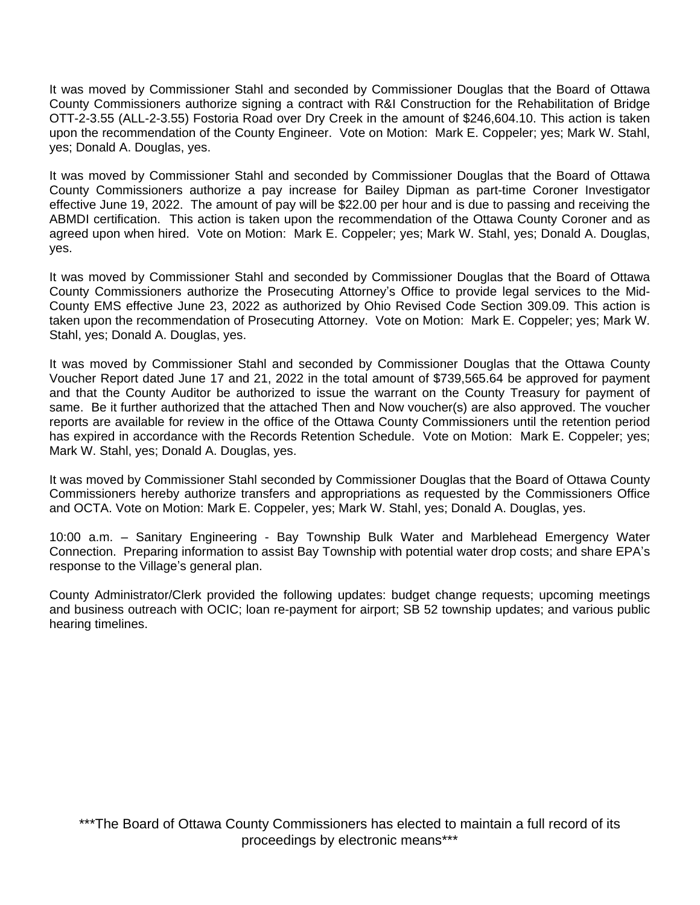It was moved by Commissioner Stahl and seconded by Commissioner Douglas that the Board of Ottawa County Commissioners authorize signing a contract with R&I Construction for the Rehabilitation of Bridge OTT-2-3.55 (ALL-2-3.55) Fostoria Road over Dry Creek in the amount of $246,604.10. This action is taken upon the recommendation of the County Engineer. Vote on Motion: Mark E. Coppeler; yes; Mark W. Stahl, yes; Donald A. Douglas, yes.

It was moved by Commissioner Stahl and seconded by Commissioner Douglas that the Board of Ottawa County Commissioners authorize a pay increase for Bailey Dipman as part-time Coroner Investigator effective June 19, 2022. The amount of pay will be $22.00 per hour and is due to passing and receiving the ABMDI certification. This action is taken upon the recommendation of the Ottawa County Coroner and as agreed upon when hired. Vote on Motion: Mark E. Coppeler; yes; Mark W. Stahl, yes; Donald A. Douglas, yes.

It was moved by Commissioner Stahl and seconded by Commissioner Douglas that the Board of Ottawa County Commissioners authorize the Prosecuting Attorney's Office to provide legal services to the Mid-County EMS effective June 23, 2022 as authorized by Ohio Revised Code Section 309.09. This action is taken upon the recommendation of Prosecuting Attorney. Vote on Motion: Mark E. Coppeler; yes; Mark W. Stahl, yes; Donald A. Douglas, yes.

It was moved by Commissioner Stahl and seconded by Commissioner Douglas that the Ottawa County Voucher Report dated June 17 and 21, 2022 in the total amount of $739,565.64 be approved for payment and that the County Auditor be authorized to issue the warrant on the County Treasury for payment of same. Be it further authorized that the attached Then and Now voucher(s) are also approved. The voucher reports are available for review in the office of the Ottawa County Commissioners until the retention period has expired in accordance with the Records Retention Schedule. Vote on Motion: Mark E. Coppeler; yes; Mark W. Stahl, yes; Donald A. Douglas, yes.

It was moved by Commissioner Stahl seconded by Commissioner Douglas that the Board of Ottawa County Commissioners hereby authorize transfers and appropriations as requested by the Commissioners Office and OCTA. Vote on Motion: Mark E. Coppeler, yes; Mark W. Stahl, yes; Donald A. Douglas, yes.

10:00 a.m. – Sanitary Engineering - Bay Township Bulk Water and Marblehead Emergency Water Connection. Preparing information to assist Bay Township with potential water drop costs; and share EPA's response to the Village's general plan.

County Administrator/Clerk provided the following updates: budget change requests; upcoming meetings and business outreach with OCIC; loan re-payment for airport; SB 52 township updates; and various public hearing timelines.

***The Board of Ottawa County Commissioners has elected to maintain a full record of its proceedings by electronic means***